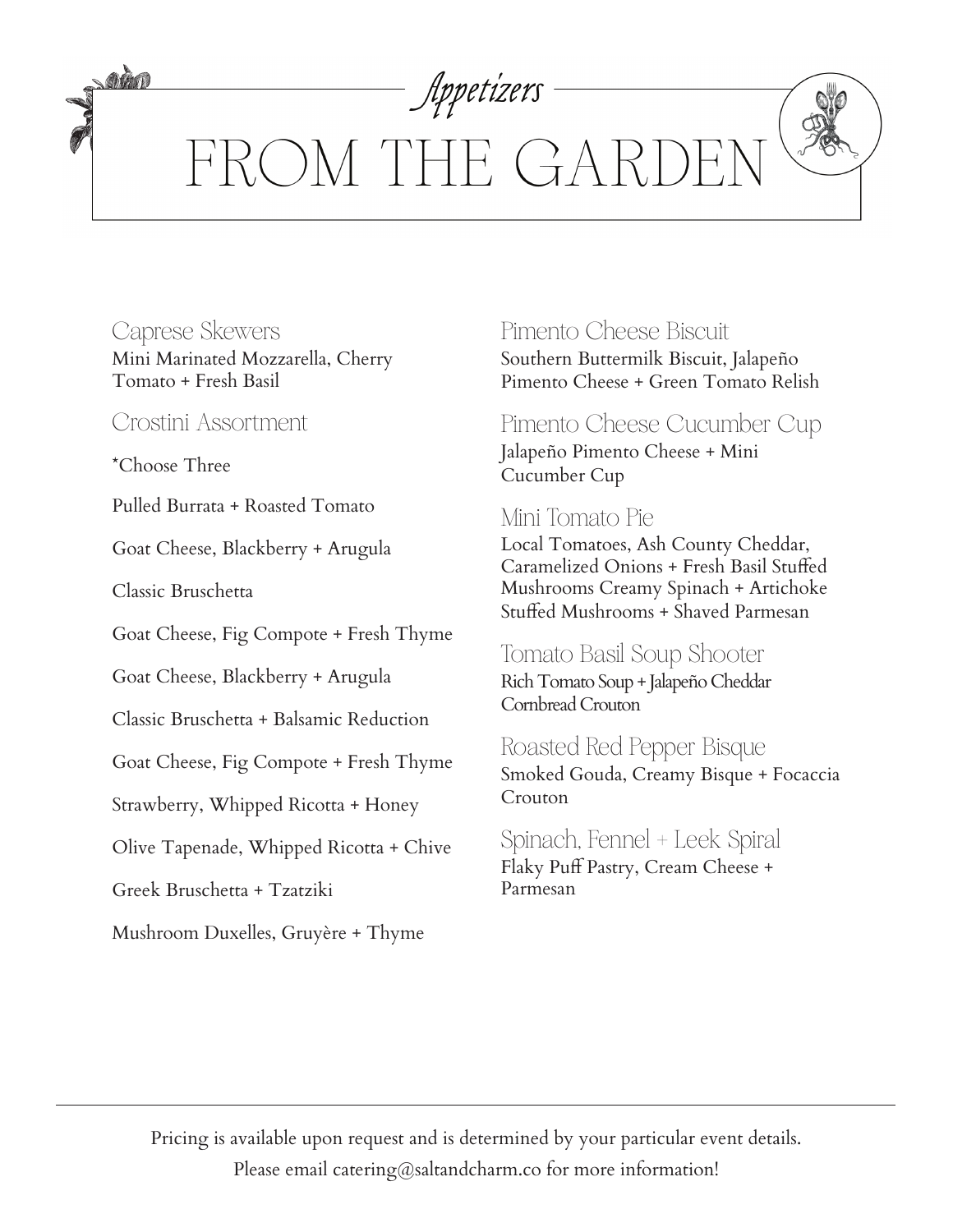*Appetizers*

# FROM THE GARDEN

### Caprese Skewers
Mini Marinated Mozzarella, Cherry Tomato + Fresh Basil

### Crostini Assortment
*Choose Three

Pulled Burrata + Roasted Tomato

Goat Cheese, Blackberry + Arugula

Classic Bruschetta

Goat Cheese, Fig Compote + Fresh Thyme

Goat Cheese, Blackberry + Arugula

Classic Bruschetta + Balsamic Reduction

Goat Cheese, Fig Compote + Fresh Thyme

Strawberry, Whipped Ricotta + Honey

Olive Tapenade, Whipped Ricotta + Chive

Greek Bruschetta + Tzatziki

Mushroom Duxelles, Gruyère + Thyme

### Pimento Cheese Biscuit
Southern Buttermilk Biscuit, Jalapeño Pimento Cheese + Green Tomato Relish

### Pimento Cheese Cucumber Cup
Jalapeño Pimento Cheese + Mini Cucumber Cup

### Mini Tomato Pie
Local Tomatoes, Ash County Cheddar, Caramelized Onions + Fresh Basil Stuffed Mushrooms Creamy Spinach + Artichoke Stuffed Mushrooms + Shaved Parmesan

### Tomato Basil Soup Shooter
Rich Tomato Soup + Jalapeño Cheddar Cornbread Crouton

### Roasted Red Pepper Bisque
Smoked Gouda, Creamy Bisque + Focaccia Crouton

### Spinach, Fennel + Leek Spiral
Flaky Puff Pastry, Cream Cheese + Parmesan

---

Pricing is available upon request and is determined by your particular event details.
Please email catering@saltandcharm.co for more information!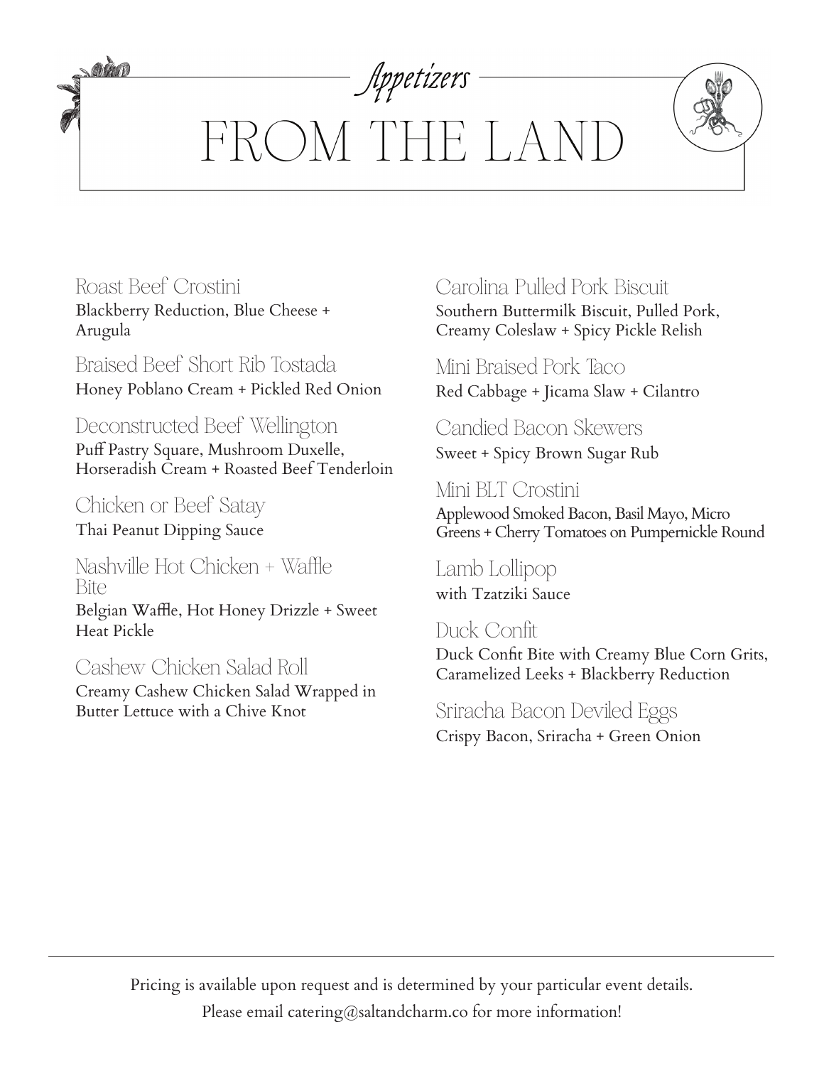*Appetizers*

# FROM THE LAND

### Roast Beef Crostini
Blackberry Reduction, Blue Cheese + Arugula

### Braised Beef Short Rib Tostada
Honey Poblano Cream + Pickled Red Onion

### Deconstructed Beef Wellington
Puff Pastry Square, Mushroom Duxelle, Horseradish Cream + Roasted Beef Tenderloin

### Chicken or Beef Satay
Thai Peanut Dipping Sauce

### Nashville Hot Chicken + Waffle Bite
Belgian Waffle, Hot Honey Drizzle + Sweet Heat Pickle

### Cashew Chicken Salad Roll
Creamy Cashew Chicken Salad Wrapped in Butter Lettuce with a Chive Knot

### Carolina Pulled Pork Biscuit
Southern Buttermilk Biscuit, Pulled Pork, Creamy Coleslaw + Spicy Pickle Relish

### Mini Braised Pork Taco
Red Cabbage + Jicama Slaw + Cilantro

### Candied Bacon Skewers
Sweet + Spicy Brown Sugar Rub

### Mini BLT Crostini
Applewood Smoked Bacon, Basil Mayo, Micro Greens + Cherry Tomatoes on Pumpernickle Round

### Lamb Lollipop
with Tzatziki Sauce

### Duck Confit
Duck Confit Bite with Creamy Blue Corn Grits, Caramelized Leeks + Blackberry Reduction

### Sriracha Bacon Deviled Eggs
Crispy Bacon, Sriracha + Green Onion

---

Pricing is available upon request and is determined by your particular event details.
Please email catering@saltandcharm.co for more information!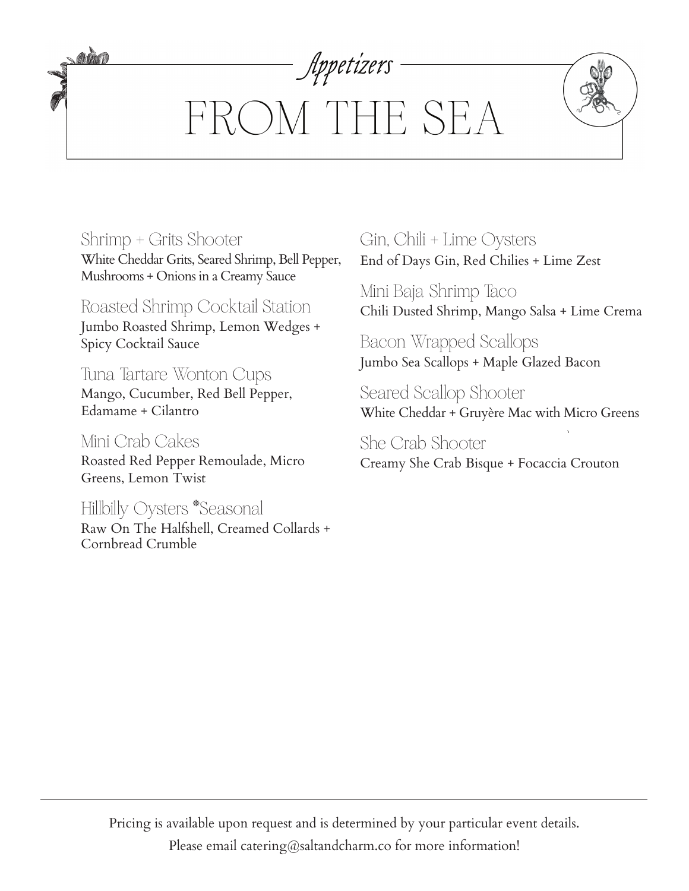*Appetizers*

# FROM THE SEA

### Shrimp + Grits Shooter
White Cheddar Grits, Seared Shrimp, Bell Pepper, Mushrooms + Onions in a Creamy Sauce

### Roasted Shrimp Cocktail Station
Jumbo Roasted Shrimp, Lemon Wedges + Spicy Cocktail Sauce

### Tuna Tartare Wonton Cups
Mango, Cucumber, Red Bell Pepper, Edamame + Cilantro

### Mini Crab Cakes
Roasted Red Pepper Remoulade, Micro Greens, Lemon Twist

### Hillbilly Oysters *Seasonal
Raw On The Halfshell, Creamed Collards + Cornbread Crumble

### Gin, Chili + Lime Oysters
End of Days Gin, Red Chilies + Lime Zest

### Mini Baja Shrimp Taco
Chili Dusted Shrimp, Mango Salsa + Lime Crema

### Bacon Wrapped Scallops
Jumbo Sea Scallops + Maple Glazed Bacon

### Seared Scallop Shooter
White Cheddar + Gruyère Mac with Micro Greens

### She Crab Shooter
Creamy She Crab Bisque + Focaccia Crouton

---

Pricing is available upon request and is determined by your particular event details.
Please email catering@saltandcharm.co for more information!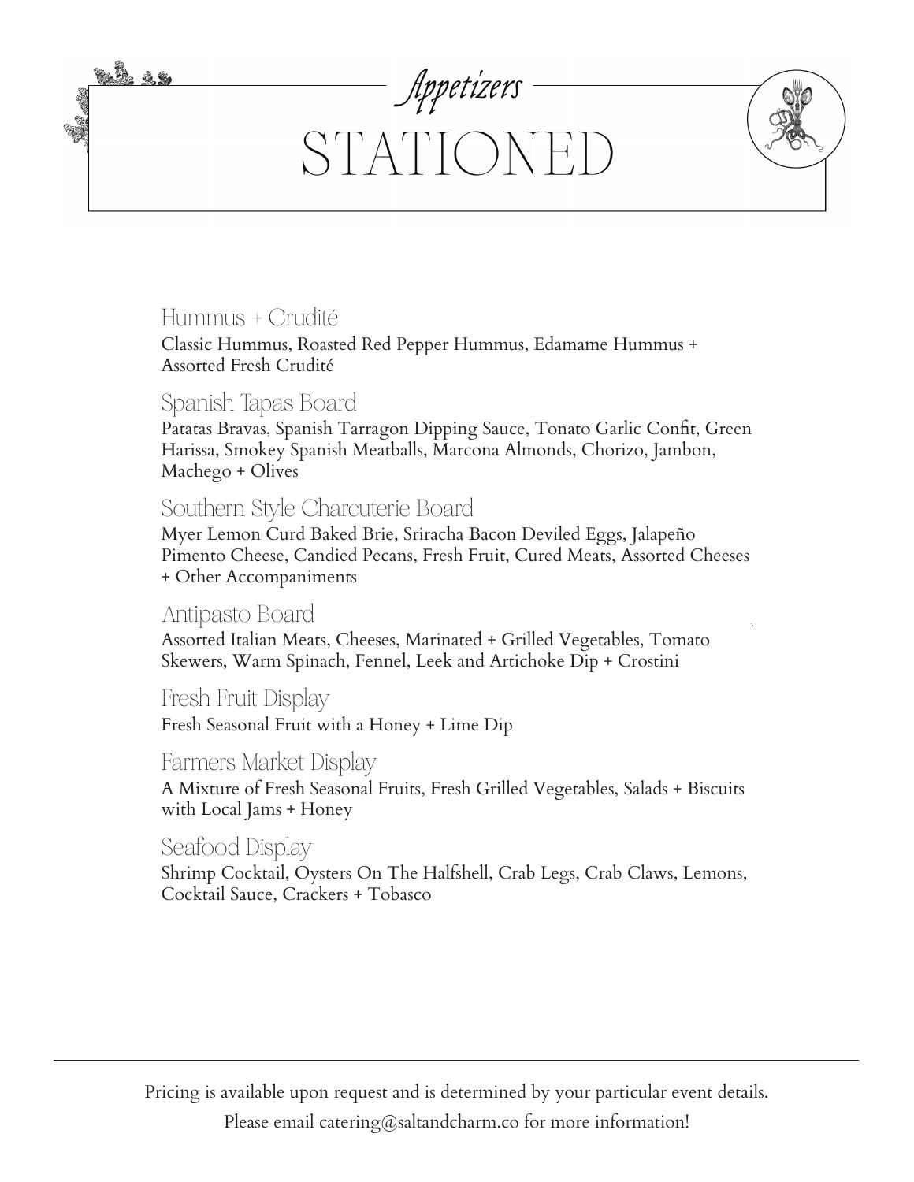*Appetizers*

# STATIONED

### Hummus + Crudité

Classic Hummus, Roasted Red Pepper Hummus, Edamame Hummus + Assorted Fresh Crudité

### Spanish Tapas Board

Patatas Bravas, Spanish Tarragon Dipping Sauce, Tonato Garlic Confit, Green Harissa, Smokey Spanish Meatballs, Marcona Almonds, Chorizo, Jambon, Machego + Olives

### Southern Style Charcuterie Board

Myer Lemon Curd Baked Brie, Sriracha Bacon Deviled Eggs, Jalapeño Pimento Cheese, Candied Pecans, Fresh Fruit, Cured Meats, Assorted Cheeses + Other Accompaniments

### Antipasto Board

Assorted Italian Meats, Cheeses, Marinated + Grilled Vegetables, Tomato Skewers, Warm Spinach, Fennel, Leek and Artichoke Dip + Crostini

### Fresh Fruit Display

Fresh Seasonal Fruit with a Honey + Lime Dip

### Farmers Market Display

A Mixture of Fresh Seasonal Fruits, Fresh Grilled Vegetables, Salads + Biscuits with Local Jams + Honey

### Seafood Display

Shrimp Cocktail, Oysters On The Halfshell, Crab Legs, Crab Claws, Lemons, Cocktail Sauce, Crackers + Tobasco

---

Pricing is available upon request and is determined by your particular event details.

Please email catering@saltandcharm.co for more information!